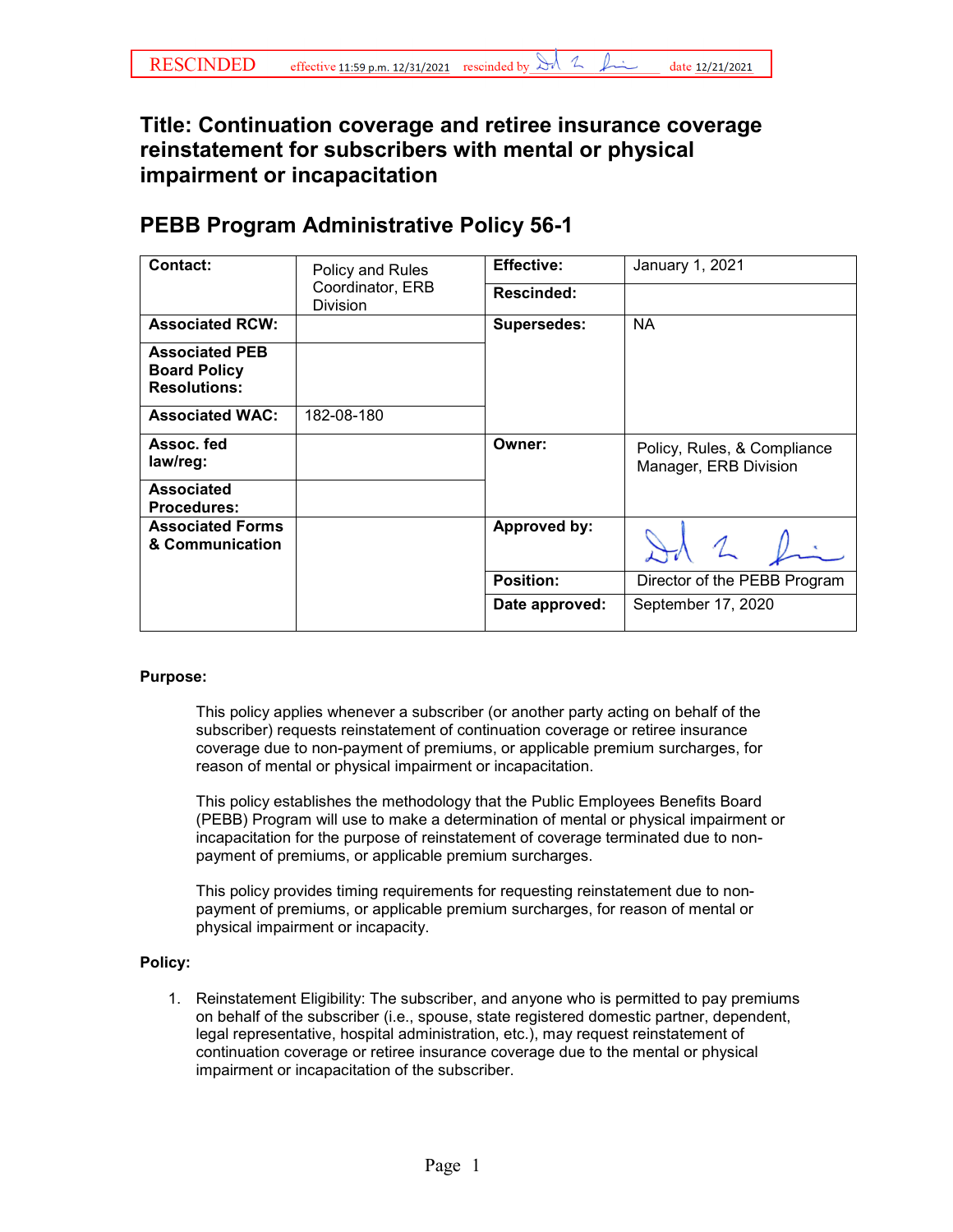RESCINDED effective 11:59 p.m. 12/31/2021 rescinded by [signature] date 12/21/2021

# Title: Continuation coverage and retiree insurance coverage reinstatement for subscribers with mental or physical impairment or incapacitation

## PEBB Program Administrative Policy 56-1

| Contact: | Policy and Rules Coordinator, ERB Division | Effective: | January 1, 2021 |
|---|---|---|---|
| | | Rescinded: | |
| Associated RCW: | | Supersedes: | NA |
| Associated PEB Board Policy Resolutions: | | | |
| Associated WAC: | 182-08-180 | | |
| Assoc. fed law/reg: | | Owner: | Policy, Rules, & Compliance Manager, ERB Division |
| Associated Procedures: | | | |
| Associated Forms & Communication | | Approved by: | [signature] |
| | | Position: | Director of the PEBB Program |
| | | Date approved: | September 17, 2020 |

**Purpose:**

This policy applies whenever a subscriber (or another party acting on behalf of the subscriber) requests reinstatement of continuation coverage or retiree insurance coverage due to non-payment of premiums, or applicable premium surcharges, for reason of mental or physical impairment or incapacitation.

This policy establishes the methodology that the Public Employees Benefits Board (PEBB) Program will use to make a determination of mental or physical impairment or incapacitation for the purpose of reinstatement of coverage terminated due to non-payment of premiums, or applicable premium surcharges.

This policy provides timing requirements for requesting reinstatement due to non-payment of premiums, or applicable premium surcharges, for reason of mental or physical impairment or incapacity.

**Policy:**

1. Reinstatement Eligibility: The subscriber, and anyone who is permitted to pay premiums on behalf of the subscriber (i.e., spouse, state registered domestic partner, dependent, legal representative, hospital administration, etc.), may request reinstatement of continuation coverage or retiree insurance coverage due to the mental or physical impairment or incapacitation of the subscriber.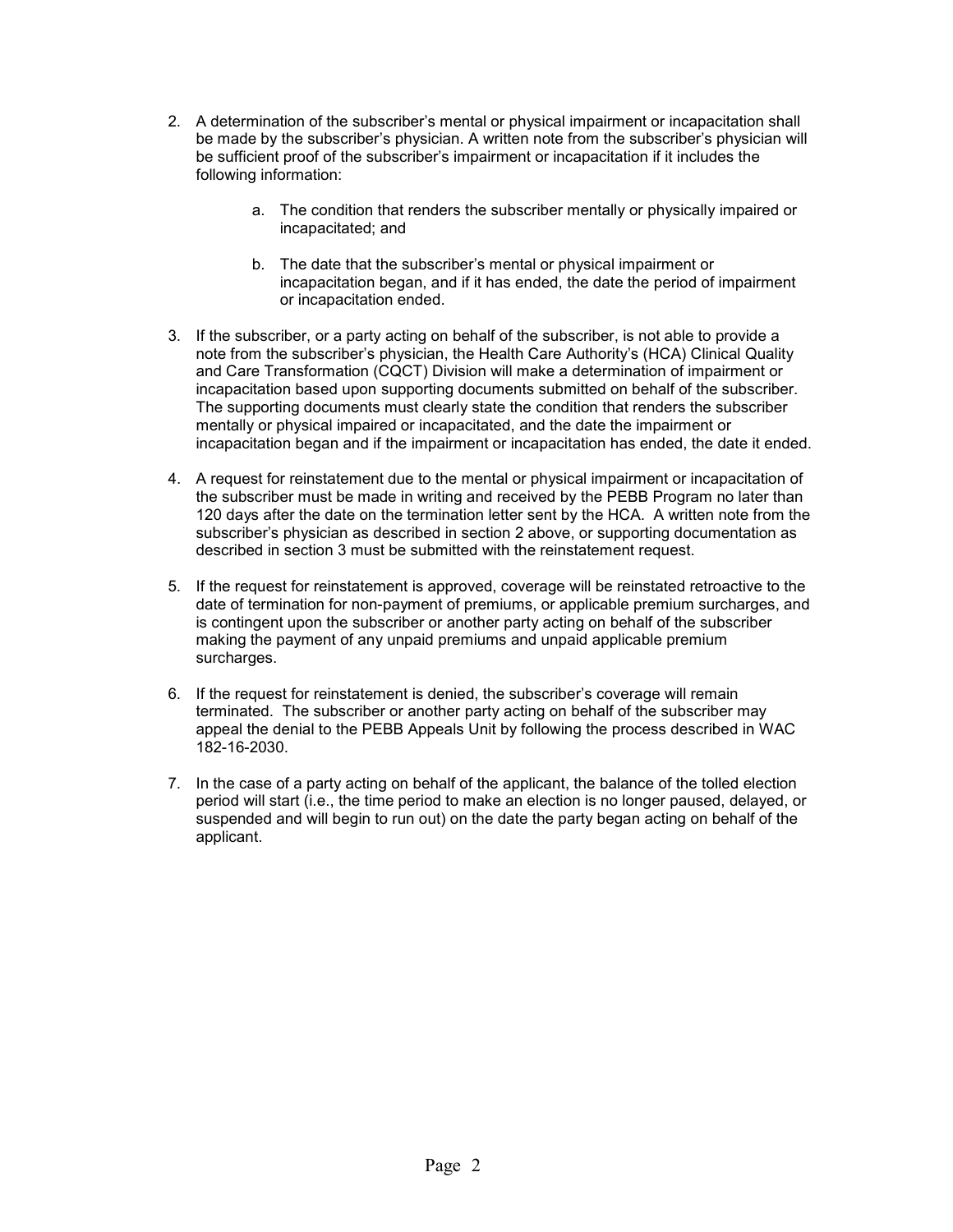2. A determination of the subscriber's mental or physical impairment or incapacitation shall be made by the subscriber's physician. A written note from the subscriber's physician will be sufficient proof of the subscriber's impairment or incapacitation if it includes the following information:

   a. The condition that renders the subscriber mentally or physically impaired or incapacitated; and

   b. The date that the subscriber's mental or physical impairment or incapacitation began, and if it has ended, the date the period of impairment or incapacitation ended.

3. If the subscriber, or a party acting on behalf of the subscriber, is not able to provide a note from the subscriber's physician, the Health Care Authority's (HCA) Clinical Quality and Care Transformation (CQCT) Division will make a determination of impairment or incapacitation based upon supporting documents submitted on behalf of the subscriber. The supporting documents must clearly state the condition that renders the subscriber mentally or physical impaired or incapacitated, and the date the impairment or incapacitation began and if the impairment or incapacitation has ended, the date it ended.

4. A request for reinstatement due to the mental or physical impairment or incapacitation of the subscriber must be made in writing and received by the PEBB Program no later than 120 days after the date on the termination letter sent by the HCA. A written note from the subscriber's physician as described in section 2 above, or supporting documentation as described in section 3 must be submitted with the reinstatement request.

5. If the request for reinstatement is approved, coverage will be reinstated retroactive to the date of termination for non-payment of premiums, or applicable premium surcharges, and is contingent upon the subscriber or another party acting on behalf of the subscriber making the payment of any unpaid premiums and unpaid applicable premium surcharges.

6. If the request for reinstatement is denied, the subscriber's coverage will remain terminated. The subscriber or another party acting on behalf of the subscriber may appeal the denial to the PEBB Appeals Unit by following the process described in WAC 182-16-2030.

7. In the case of a party acting on behalf of the applicant, the balance of the tolled election period will start (i.e., the time period to make an election is no longer paused, delayed, or suspended and will begin to run out) on the date the party began acting on behalf of the applicant.